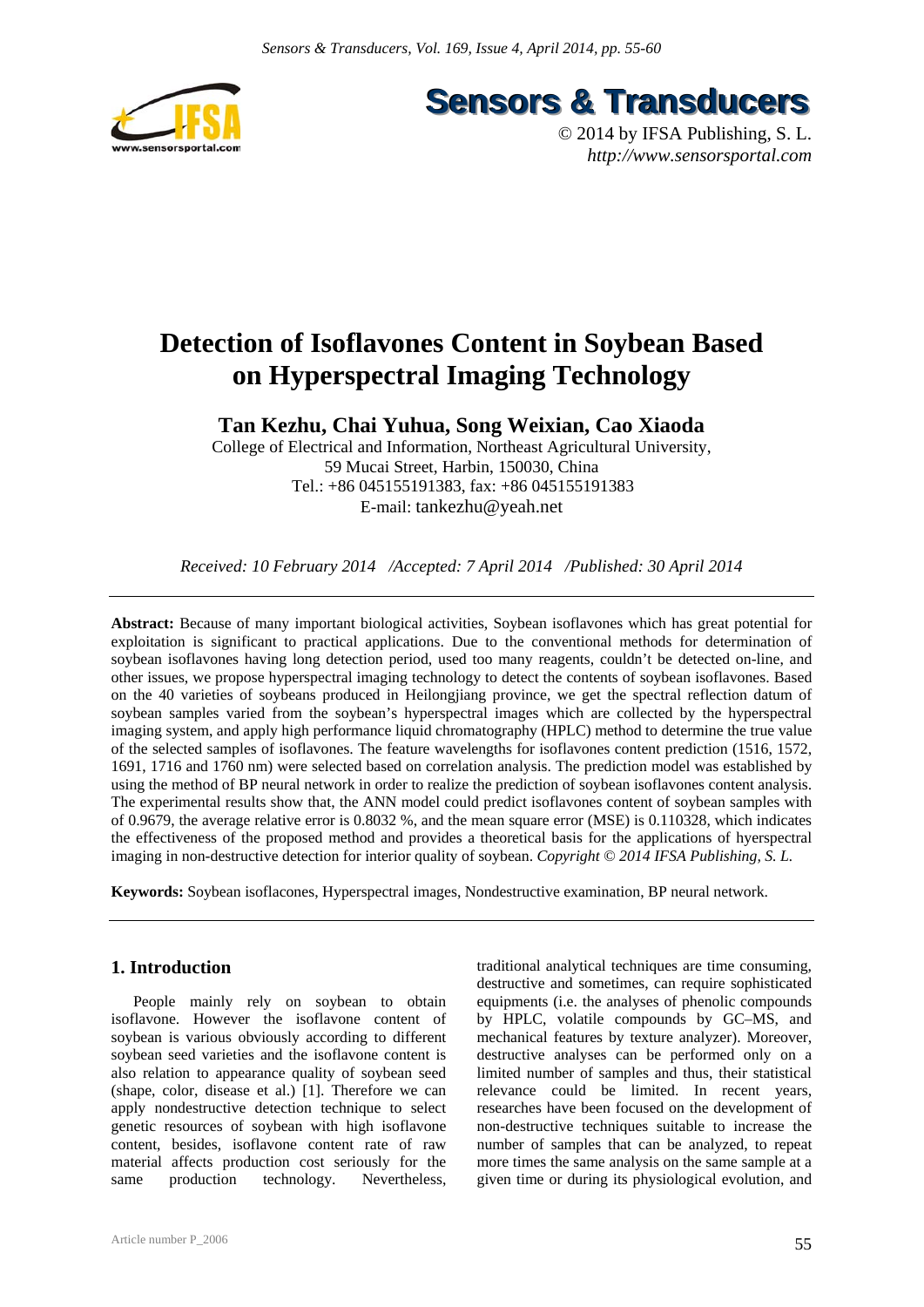# Detection of Isoflavones Content in Soybean Based on Hyperspectral Imaging Technology

**Tan Kezhu, Chai Yuhua, Song Weixian, Cao Xiaoda**

College of Electrical and Information, Northeast Agricultural University, 59 Mucai Street, Harbin, 150030, China

Tel.: +86 045155191383, fax: +86 045155191383

E-mail: tankezhu@yeah.net

*Received: 10 February 2014 /Accepted: 7 April 2014 /Published: 30 April 2014*

**Abstract:** Because of many important biological activities, Soybean isoflavones which has great potential for exploitation is significant to practical applications. Due to the conventional methods for determination of soybean isoflavones having long detection period, used too many reagents, couldn't be detected on-line, and other issues, we propose hyperspectral imaging technology to detect the contents of soybean isoflavones. Based on the 40 varieties of soybeans produced in Heilongjiang province, we get the spectral reflection datum of soybean samples varied from the soybean's hyperspectral images which are collected by the hyperspectral imaging system, and apply high performance liquid chromatography (HPLC) method to determine the true value of the selected samples of isoflavones. The feature wavelengths for isoflavones content prediction (1516, 1572, 1691, 1716 and 1760 nm) were selected based on correlation analysis. The prediction model was established by using the method of BP neural network in order to realize the prediction of soybean isoflavones content analysis. The experimental results show that, the ANN model could predict isoflavones content of soybean samples with of 0.9679, the average relative error is 0.8032 %, and the mean square error (MSE) is 0.110328, which indicates the effectiveness of the proposed method and provides a theoretical basis for the applications of hyerspectral imaging in non-destructive detection for interior quality of soybean. *Copyright © 2014 IFSA Publishing, S. L.*

**Keywords:** Soybean isoflacones, Hyperspectral images, Nondestructive examination, BP neural network.

## 1. Introduction

People mainly rely on soybean to obtain isoflavone. However the isoflavone content of soybean is various obviously according to different soybean seed varieties and the isoflavone content is also relation to appearance quality of soybean seed (shape, color, disease et al.) [1]. Therefore we can apply nondestructive detection technique to select genetic resources of soybean with high isoflavone content, besides, isoflavone content rate of raw material affects production cost seriously for the same production technology. Nevertheless, traditional analytical techniques are time consuming, destructive and sometimes, can require sophisticated equipments (i.e. the analyses of phenolic compounds by HPLC, volatile compounds by GC–MS, and mechanical features by texture analyzer). Moreover, destructive analyses can be performed only on a limited number of samples and thus, their statistical relevance could be limited. In recent years, researches have been focused on the development of non-destructive techniques suitable to increase the number of samples that can be analyzed, to repeat more times the same analysis on the same sample at a given time or during its physiological evolution, and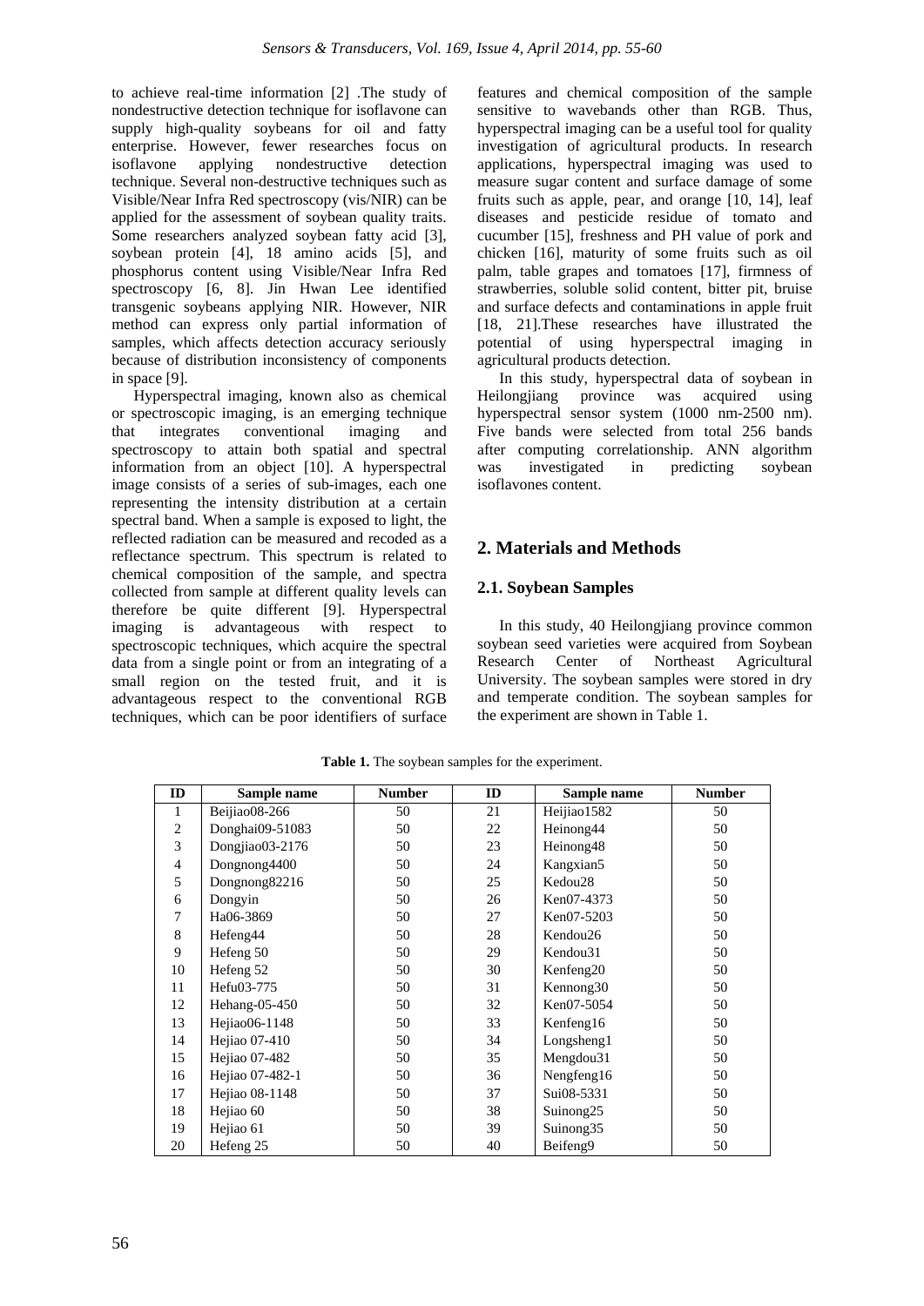to achieve real-time information [2] .The study of nondestructive detection technique for isoflavone can supply high-quality soybeans for oil and fatty enterprise. However, fewer researches focus on isoflavone applying nondestructive detection technique. Several non-destructive techniques such as Visible/Near Infra Red spectroscopy (vis/NIR) can be applied for the assessment of soybean quality traits. Some researchers analyzed soybean fatty acid [3], soybean protein [4], 18 amino acids [5], and phosphorus content using Visible/Near Infra Red spectroscopy [6, 8]. Jin Hwan Lee identified transgenic soybeans applying NIR. However, NIR method can express only partial information of samples, which affects detection accuracy seriously because of distribution inconsistency of components in space [9].

Hyperspectral imaging, known also as chemical or spectroscopic imaging, is an emerging technique that integrates conventional imaging and spectroscopy to attain both spatial and spectral information from an object [10]. A hyperspectral image consists of a series of sub-images, each one representing the intensity distribution at a certain spectral band. When a sample is exposed to light, the reflected radiation can be measured and recoded as a reflectance spectrum. This spectrum is related to chemical composition of the sample, and spectra collected from sample at different quality levels can therefore be quite different [9]. Hyperspectral imaging is advantageous with respect to spectroscopic techniques, which acquire the spectral data from a single point or from an integrating of a small region on the tested fruit, and it is advantageous respect to the conventional RGB techniques, which can be poor identifiers of surface features and chemical composition of the sample sensitive to wavebands other than RGB. Thus, hyperspectral imaging can be a useful tool for quality investigation of agricultural products. In research applications, hyperspectral imaging was used to measure sugar content and surface damage of some fruits such as apple, pear, and orange [10, 14], leaf diseases and pesticide residue of tomato and cucumber [15], freshness and PH value of pork and chicken [16], maturity of some fruits such as oil palm, table grapes and tomatoes [17], firmness of strawberries, soluble solid content, bitter pit, bruise and surface defects and contaminations in apple fruit [18, 21].These researches have illustrated the potential of using hyperspectral imaging in agricultural products detection.

In this study, hyperspectral data of soybean in Heilongjiang province was acquired using hyperspectral sensor system (1000 nm-2500 nm). Five bands were selected from total 256 bands after computing correlationship. ANN algorithm was investigated in predicting soybean isoflavones content.

## 2. Materials and Methods

### 2.1. Soybean Samples

In this study, 40 Heilongjiang province common soybean seed varieties were acquired from Soybean Research Center of Northeast Agricultural University. The soybean samples were stored in dry and temperate condition. The soybean samples for the experiment are shown in Table 1.

**Table 1.** The soybean samples for the experiment.

| ID | Sample name | Number | ID | Sample name | Number |
|---|---|---|---|---|---|
| 1 | Beijiao08-266 | 50 | 21 | Heijiao1582 | 50 |
| 2 | Donghai09-51083 | 50 | 22 | Heinong44 | 50 |
| 3 | Dongjiao03-2176 | 50 | 23 | Heinong48 | 50 |
| 4 | Dongnong4400 | 50 | 24 | Kangxian5 | 50 |
| 5 | Dongnong82216 | 50 | 25 | Kedou28 | 50 |
| 6 | Dongyin | 50 | 26 | Ken07-4373 | 50 |
| 7 | Ha06-3869 | 50 | 27 | Ken07-5203 | 50 |
| 8 | Hefeng44 | 50 | 28 | Kendou26 | 50 |
| 9 | Hefeng 50 | 50 | 29 | Kendou31 | 50 |
| 10 | Hefeng 52 | 50 | 30 | Kenfeng20 | 50 |
| 11 | Hefu03-775 | 50 | 31 | Kennong30 | 50 |
| 12 | Hehang-05-450 | 50 | 32 | Ken07-5054 | 50 |
| 13 | Hejiao06-1148 | 50 | 33 | Kenfeng16 | 50 |
| 14 | Hejiao 07-410 | 50 | 34 | Longsheng1 | 50 |
| 15 | Hejiao 07-482 | 50 | 35 | Mengdou31 | 50 |
| 16 | Hejiao 07-482-1 | 50 | 36 | Nengfeng16 | 50 |
| 17 | Hejiao 08-1148 | 50 | 37 | Sui08-5331 | 50 |
| 18 | Hejiao 60 | 50 | 38 | Suinong25 | 50 |
| 19 | Hejiao 61 | 50 | 39 | Suinong35 | 50 |
| 20 | Hefeng 25 | 50 | 40 | Beifeng9 | 50 |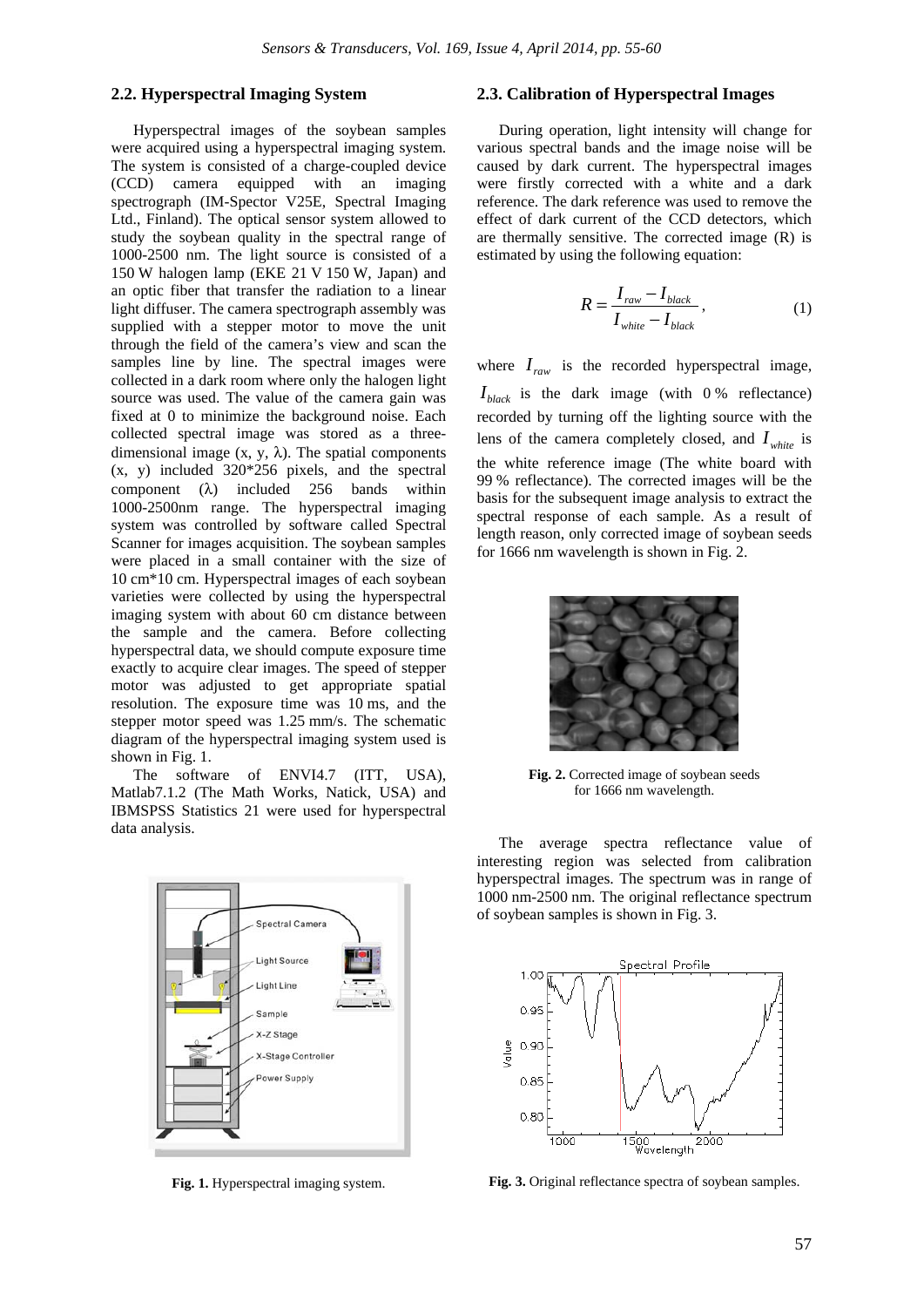### 2.2. Hyperspectral Imaging System

Hyperspectral images of the soybean samples were acquired using a hyperspectral imaging system. The system is consisted of a charge-coupled device (CCD) camera equipped with an imaging spectrograph (IM-Spector V25E, Spectral Imaging Ltd., Finland). The optical sensor system allowed to study the soybean quality in the spectral range of 1000-2500 nm. The light source is consisted of a 150 W halogen lamp (EKE 21 V 150 W, Japan) and an optic fiber that transfer the radiation to a linear light diffuser. The camera spectrograph assembly was supplied with a stepper motor to move the unit through the field of the camera's view and scan the samples line by line. The spectral images were collected in a dark room where only the halogen light source was used. The value of the camera gain was fixed at 0 to minimize the background noise. Each collected spectral image was stored as a three-dimensional image (x, y, λ). The spatial components (x, y) included 320*256 pixels, and the spectral component (λ) included 256 bands within 1000-2500nm range. The hyperspectral imaging system was controlled by software called Spectral Scanner for images acquisition. The soybean samples were placed in a small container with the size of 10 cm*10 cm. Hyperspectral images of each soybean varieties were collected by using the hyperspectral imaging system with about 60 cm distance between the sample and the camera. Before collecting hyperspectral data, we should compute exposure time exactly to acquire clear images. The speed of stepper motor was adjusted to get appropriate spatial resolution. The exposure time was 10 ms, and the stepper motor speed was 1.25 mm/s. The schematic diagram of the hyperspectral imaging system used is shown in Fig. 1.

The software of ENVI4.7 (ITT, USA), Matlab7.1.2 (The Math Works, Natick, USA) and IBMSPSS Statistics 21 were used for hyperspectral data analysis.

**Fig. 1.** Hyperspectral imaging system.

### 2.3. Calibration of Hyperspectral Images

During operation, light intensity will change for various spectral bands and the image noise will be caused by dark current. The hyperspectral images were firstly corrected with a white and a dark reference. The dark reference was used to remove the effect of dark current of the CCD detectors, which are thermally sensitive. The corrected image (R) is estimated by using the following equation:

$$R = \frac{I_{raw} - I_{black}}{I_{white} - I_{black}}, \tag{1}$$

where $I_{raw}$ is the recorded hyperspectral image, $I_{black}$ is the dark image (with 0 % reflectance) recorded by turning off the lighting source with the lens of the camera completely closed, and $I_{white}$ is the white reference image (The white board with 99 % reflectance). The corrected images will be the basis for the subsequent image analysis to extract the spectral response of each sample. As a result of length reason, only corrected image of soybean seeds for 1666 nm wavelength is shown in Fig. 2.

**Fig. 2.** Corrected image of soybean seeds for 1666 nm wavelength.

The average spectra reflectance value of interesting region was selected from calibration hyperspectral images. The spectrum was in range of 1000 nm-2500 nm. The original reflectance spectrum of soybean samples is shown in Fig. 3.

**Fig. 3.** Original reflectance spectra of soybean samples.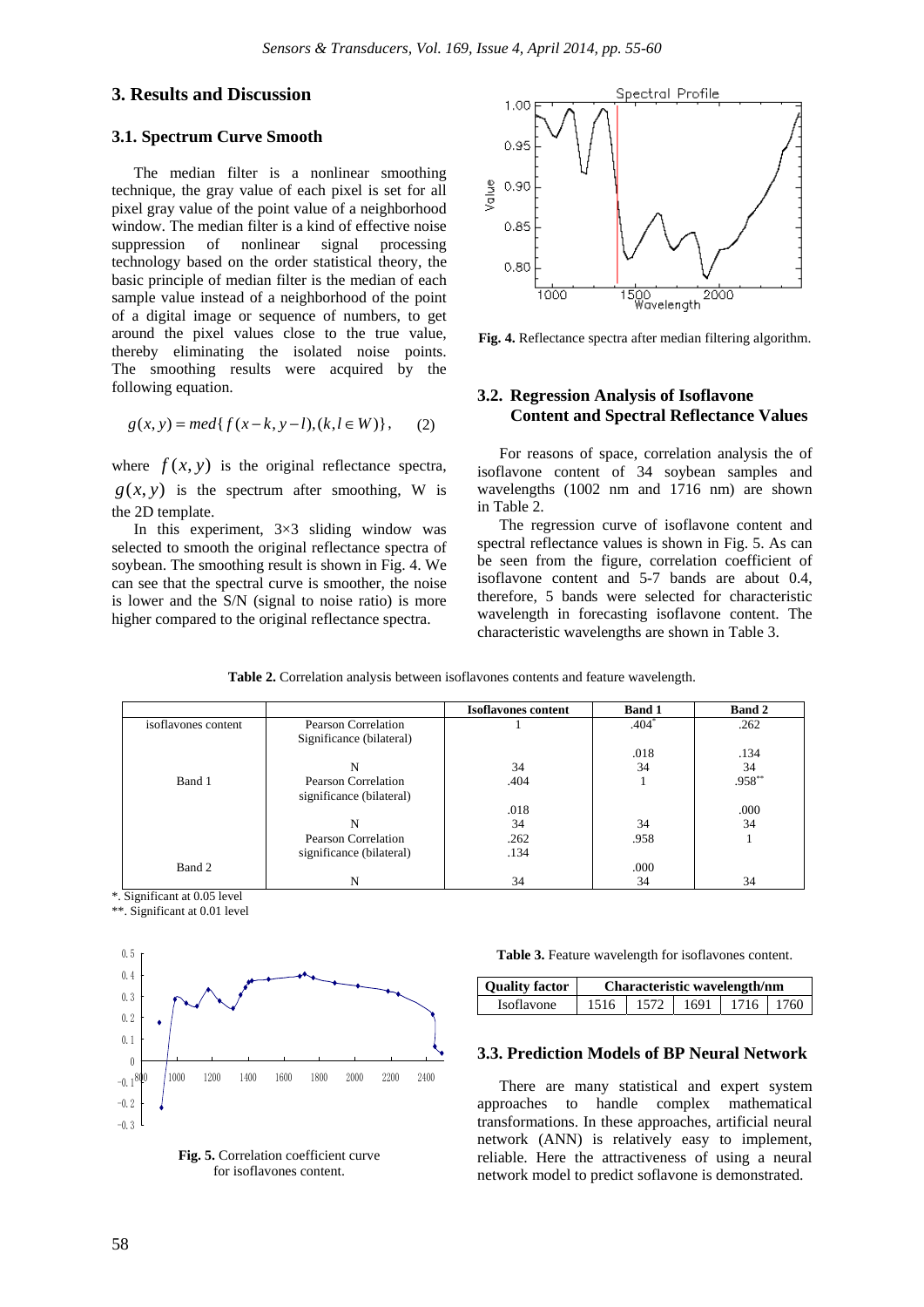## 3. Results and Discussion

### 3.1. Spectrum Curve Smooth

The median filter is a nonlinear smoothing technique, the gray value of each pixel is set for all pixel gray value of the point value of a neighborhood window. The median filter is a kind of effective noise suppression of nonlinear signal processing technology based on the order statistical theory, the basic principle of median filter is the median of each sample value instead of a neighborhood of the point of a digital image or sequence of numbers, to get around the pixel values close to the true value, thereby eliminating the isolated noise points. The smoothing results were acquired by the following equation.

$$g(x,y) = med\{f(x-k, y-l), (k,l \in W)\}, \quad (2)$$

where $f(x,y)$ is the original reflectance spectra, $g(x,y)$ is the spectrum after smoothing, W is the 2D template.

In this experiment, 3×3 sliding window was selected to smooth the original reflectance spectra of soybean. The smoothing result is shown in Fig. 4. We can see that the spectral curve is smoother, the noise is lower and the S/N (signal to noise ratio) is more higher compared to the original reflectance spectra.

**Fig. 4.** Reflectance spectra after median filtering algorithm.

### 3.2. Regression Analysis of Isoflavone Content and Spectral Reflectance Values

For reasons of space, correlation analysis the of isoflavone content of 34 soybean samples and wavelengths (1002 nm and 1716 nm) are shown in Table 2.

The regression curve of isoflavone content and spectral reflectance values is shown in Fig. 5. As can be seen from the figure, correlation coefficient of isoflavone content and 5-7 bands are about 0.4, therefore, 5 bands were selected for characteristic wavelength in forecasting isoflavone content. The characteristic wavelengths are shown in Table 3.

**Table 2.** Correlation analysis between isoflavones contents and feature wavelength.

| | | Isoflavones content | Band 1 | Band 2 |
|---|---|---|---|---|
| isoflavones content | Pearson Correlation | 1 | .404* | .262 |
| | Significance (bilateral) | | .018 | .134 |
| | N | 34 | 34 | 34 |
| Band 1 | Pearson Correlation | .404 | 1 | .958** |
| | significance (bilateral) | .018 | | .000 |
| | N | 34 | 34 | 34 |
| Band 2 | Pearson Correlation | .262 | .958 | 1 |
| | significance (bilateral) | .134 | .000 | |
| | N | 34 | 34 | 34 |

*. Significant at 0.05 level

**. Significant at 0.01 level

**Fig. 5.** Correlation coefficient curve for isoflavones content.

**Table 3.** Feature wavelength for isoflavones content.

| Quality factor | Characteristic wavelength/nm | | | | |
|---|---|---|---|---|---|
| Isoflavone | 1516 | 1572 | 1691 | 1716 | 1760 |

### 3.3. Prediction Models of BP Neural Network

There are many statistical and expert system approaches to handle complex mathematical transformations. In these approaches, artificial neural network (ANN) is relatively easy to implement, reliable. Here the attractiveness of using a neural network model to predict soflavone is demonstrated.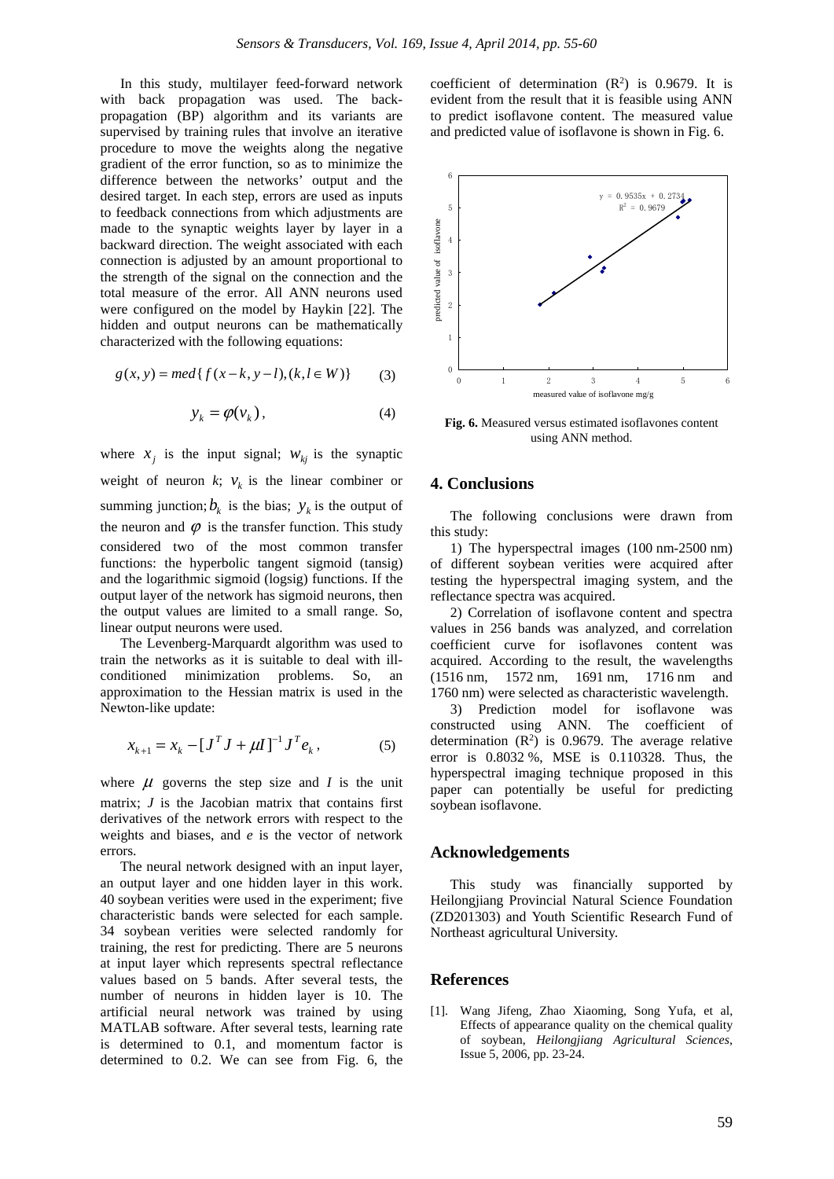In this study, multilayer feed-forward network with back propagation was used. The back-propagation (BP) algorithm and its variants are supervised by training rules that involve an iterative procedure to move the weights along the negative gradient of the error function, so as to minimize the difference between the networks' output and the desired target. In each step, errors are used as inputs to feedback connections from which adjustments are made to the synaptic weights layer by layer in a backward direction. The weight associated with each connection is adjusted by an amount proportional to the strength of the signal on the connection and the total measure of the error. All ANN neurons used were configured on the model by Haykin [22]. The hidden and output neurons can be mathematically characterized with the following equations:

$$g(x,y) = med\{f(x-k, y-l), (k, l \in W)\} \quad (3)$$

$$y_k = \varphi(v_k), \quad (4)$$

where $x_j$ is the input signal; $w_{kj}$ is the synaptic weight of neuron $k$; $v_k$ is the linear combiner or summing junction; $b_k$ is the bias; $y_k$ is the output of the neuron and $\varphi$ is the transfer function. This study considered two of the most common transfer functions: the hyperbolic tangent sigmoid (tansig) and the logarithmic sigmoid (logsig) functions. If the output layer of the network has sigmoid neurons, then the output values are limited to a small range. So, linear output neurons were used.

The Levenberg-Marquardt algorithm was used to train the networks as it is suitable to deal with ill-conditioned minimization problems. So, an approximation to the Hessian matrix is used in the Newton-like update:

$$x_{k+1} = x_k - [J^T J + \mu I]^{-1} J^T e_k, \quad (5)$$

where $\mu$ governs the step size and $I$ is the unit matrix; $J$ is the Jacobian matrix that contains first derivatives of the network errors with respect to the weights and biases, and $e$ is the vector of network errors.

The neural network designed with an input layer, an output layer and one hidden layer in this work. 40 soybean verities were used in the experiment; five characteristic bands were selected for each sample. 34 soybean verities were selected randomly for training, the rest for predicting. There are 5 neurons at input layer which represents spectral reflectance values based on 5 bands. After several tests, the number of neurons in hidden layer is 10. The artificial neural network was trained by using MATLAB software. After several tests, learning rate is determined to 0.1, and momentum factor is determined to 0.2. We can see from Fig. 6, the coefficient of determination ($R^2$) is 0.9679. It is evident from the result that it is feasible using ANN to predict isoflavone content. The measured value and predicted value of isoflavone is shown in Fig. 6.

**Fig. 6.** Measured versus estimated isoflavones content using ANN method.

## 4. Conclusions

The following conclusions were drawn from this study:

1) The hyperspectral images (100 nm-2500 nm) of different soybean verities were acquired after testing the hyperspectral imaging system, and the reflectance spectra was acquired.

2) Correlation of isoflavone content and spectra values in 256 bands was analyzed, and correlation coefficient curve for isoflavones content was acquired. According to the result, the wavelengths (1516 nm, 1572 nm, 1691 nm, 1716 nm and 1760 nm) were selected as characteristic wavelength.

3) Prediction model for isoflavone was constructed using ANN. The coefficient of determination ($R^2$) is 0.9679. The average relative error is 0.8032 %, MSE is 0.110328. Thus, the hyperspectral imaging technique proposed in this paper can potentially be useful for predicting soybean isoflavone.

## Acknowledgements

This study was financially supported by Heilongjiang Provincial Natural Science Foundation (ZD201303) and Youth Scientific Research Fund of Northeast agricultural University.

## References

[1]. Wang Jifeng, Zhao Xiaoming, Song Yufa, et al, Effects of appearance quality on the chemical quality of soybean, *Heilongjiang Agricultural Sciences*, Issue 5, 2006, pp. 23-24.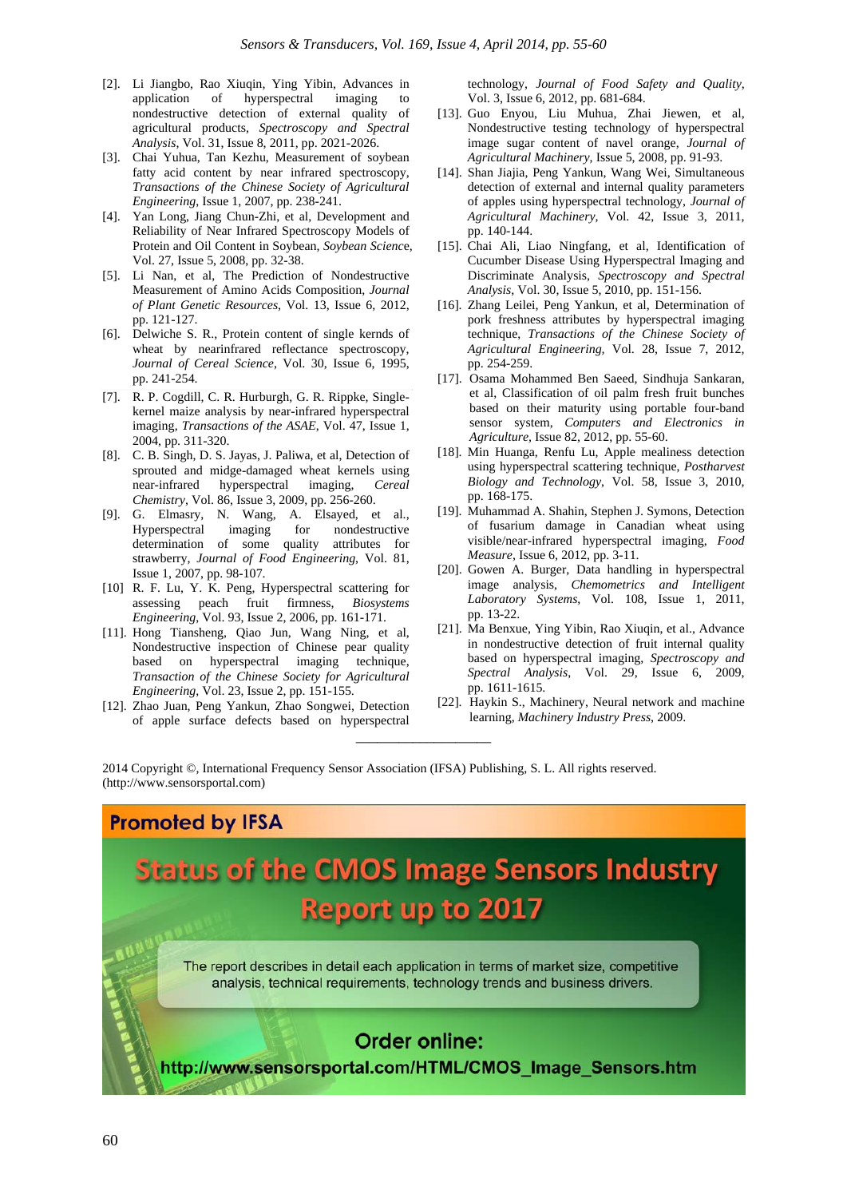[2]. Li Jiangbo, Rao Xiuqin, Ying Yibin, Advances in application of hyperspectral imaging to nondestructive detection of external quality of agricultural products, *Spectroscopy and Spectral Analysis*, Vol. 31, Issue 8, 2011, pp. 2021-2026.

[3]. Chai Yuhua, Tan Kezhu, Measurement of soybean fatty acid content by near infrared spectroscopy, *Transactions of the Chinese Society of Agricultural Engineering*, Issue 1, 2007, pp. 238-241.

[4]. Yan Long, Jiang Chun-Zhi, et al, Development and Reliability of Near Infrared Spectroscopy Models of Protein and Oil Content in Soybean, *Soybean Science*, Vol. 27, Issue 5, 2008, pp. 32-38.

[5]. Li Nan, et al, The Prediction of Nondestructive Measurement of Amino Acids Composition, *Journal of Plant Genetic Resources*, Vol. 13, Issue 6, 2012, pp. 121-127.

[6]. Delwiche S. R., Protein content of single kernds of wheat by nearinfrared reflectance spectroscopy, *Journal of Cereal Science*, Vol. 30, Issue 6, 1995, pp. 241-254.

[7]. R. P. Cogdill, C. R. Hurburgh, G. R. Rippke, Single-kernel maize analysis by near-infrared hyperspectral imaging, *Transactions of the ASAE*, Vol. 47, Issue 1, 2004, pp. 311-320.

[8]. C. B. Singh, D. S. Jayas, J. Paliwa, et al, Detection of sprouted and midge-damaged wheat kernels using near-infrared hyperspectral imaging, *Cereal Chemistry*, Vol. 86, Issue 3, 2009, pp. 256-260.

[9]. G. Elmasry, N. Wang, A. Elsayed, et al., Hyperspectral imaging for nondestructive determination of some quality attributes for strawberry, *Journal of Food Engineering*, Vol. 81, Issue 1, 2007, pp. 98-107.

[10] R. F. Lu, Y. K. Peng, Hyperspectral scattering for assessing peach fruit firmness, *Biosystems Engineering*, Vol. 93, Issue 2, 2006, pp. 161-171.

[11]. Hong Tiansheng, Qiao Jun, Wang Ning, et al, Nondestructive inspection of Chinese pear quality based on hyperspectral imaging technique, *Transaction of the Chinese Society for Agricultural Engineering*, Vol. 23, Issue 2, pp. 151-155.

[12]. Zhao Juan, Peng Yankun, Zhao Songwei, Detection of apple surface defects based on hyperspectral technology, *Journal of Food Safety and Quality*, Vol. 3, Issue 6, 2012, pp. 681-684.

[13]. Guo Enyou, Liu Muhua, Zhai Jiewen, et al, Nondestructive testing technology of hyperspectral image sugar content of navel orange, *Journal of Agricultural Machinery*, Issue 5, 2008, pp. 91-93.

[14]. Shan Jiajia, Peng Yankun, Wang Wei, Simultaneous detection of external and internal quality parameters of apples using hyperspectral technology, *Journal of Agricultural Machinery*, Vol. 42, Issue 3, 2011, pp. 140-144.

[15]. Chai Ali, Liao Ningfang, et al, Identification of Cucumber Disease Using Hyperspectral Imaging and Discriminate Analysis, *Spectroscopy and Spectral Analysis*, Vol. 30, Issue 5, 2010, pp. 151-156.

[16]. Zhang Leilei, Peng Yankun, et al, Determination of pork freshness attributes by hyperspectral imaging technique, *Transactions of the Chinese Society of Agricultural Engineering*, Vol. 28, Issue 7, 2012, pp. 254-259.

[17]. Osama Mohammed Ben Saeed, Sindhuja Sankaran, et al, Classification of oil palm fresh fruit bunches based on their maturity using portable four-band sensor system, *Computers and Electronics in Agriculture*, Issue 82, 2012, pp. 55-60.

[18]. Min Huanga, Renfu Lu, Apple mealiness detection using hyperspectral scattering technique, *Postharvest Biology and Technology*, Vol. 58, Issue 3, 2010, pp. 168-175.

[19]. Muhammad A. Shahin, Stephen J. Symons, Detection of fusarium damage in Canadian wheat using visible/near-infrared hyperspectral imaging, *Food Measure*, Issue 6, 2012, pp. 3-11.

[20]. Gowen A. Burger, Data handling in hyperspectral image analysis, *Chemometrics and Intelligent Laboratory Systems*, Vol. 108, Issue 1, 2011, pp. 13-22.

[21]. Ma Benxue, Ying Yibin, Rao Xiuqin, et al., Advance in nondestructive detection of fruit internal quality based on hyperspectral imaging, *Spectroscopy and Spectral Analysis*, Vol. 29, Issue 6, 2009, pp. 1611-1615.

[22]. Haykin S., Machinery, Neural network and machine learning, *Machinery Industry Press*, 2009.

---

2014 Copyright ©, International Frequency Sensor Association (IFSA) Publishing, S. L. All rights reserved. (http://www.sensorsportal.com)

**Promoted by IFSA**

**Status of the CMOS Image Sensors Industry Report up to 2017**

The report describes in detail each application in terms of market size, competitive analysis, technical requirements, technology trends and business drivers.

**Order online:**
**http://www.sensorsportal.com/HTML/CMOS_Image_Sensors.htm**